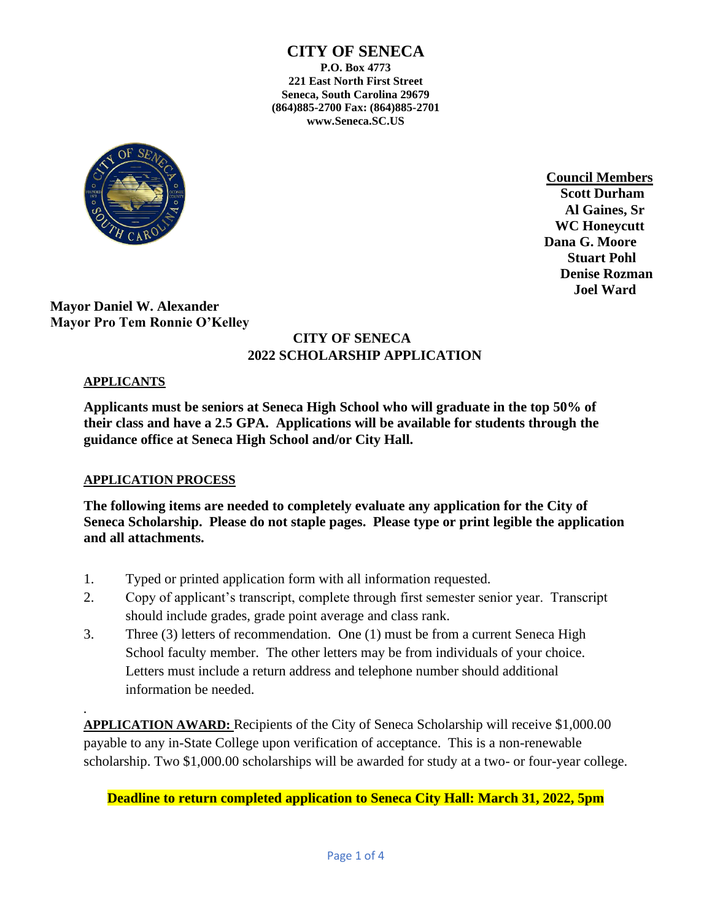# CITY OF SENECA

**P.O. Box 4773**
**221 East North First Street**
**Seneca, South Carolina 29679**
**(864)885-2700 Fax: (864)885-2701**
**www.Seneca.SC.US**

**Council Members**
**Scott Durham**
**Al Gaines, Sr**
**WC Honeycutt**
**Dana G. Moore**
**Stuart Pohl**
**Denise Rozman**
**Joel Ward**

**Mayor Daniel W. Alexander**
**Mayor Pro Tem Ronnie O'Kelley**

## CITY OF SENECA
## 2022 SCHOLARSHIP APPLICATION

### APPLICANTS

**Applicants must be seniors at Seneca High School who will graduate in the top 50% of their class and have a 2.5 GPA. Applications will be available for students through the guidance office at Seneca High School and/or City Hall.**

### APPLICATION PROCESS

**The following items are needed to completely evaluate any application for the City of Seneca Scholarship. Please do not staple pages. Please type or print legible the application and all attachments.**

1. Typed or printed application form with all information requested.
2. Copy of applicant's transcript, complete through first semester senior year. Transcript should include grades, grade point average and class rank.
3. Three (3) letters of recommendation. One (1) must be from a current Seneca High School faculty member. The other letters may be from individuals of your choice. Letters must include a return address and telephone number should additional information be needed.

**APPLICATION AWARD:** Recipients of the City of Seneca Scholarship will receive $1,000.00 payable to any in-State College upon verification of acceptance. This is a non-renewable scholarship. Two $1,000.00 scholarships will be awarded for study at a two- or four-year college.

**Deadline to return completed application to Seneca City Hall: March 31, 2022, 5pm**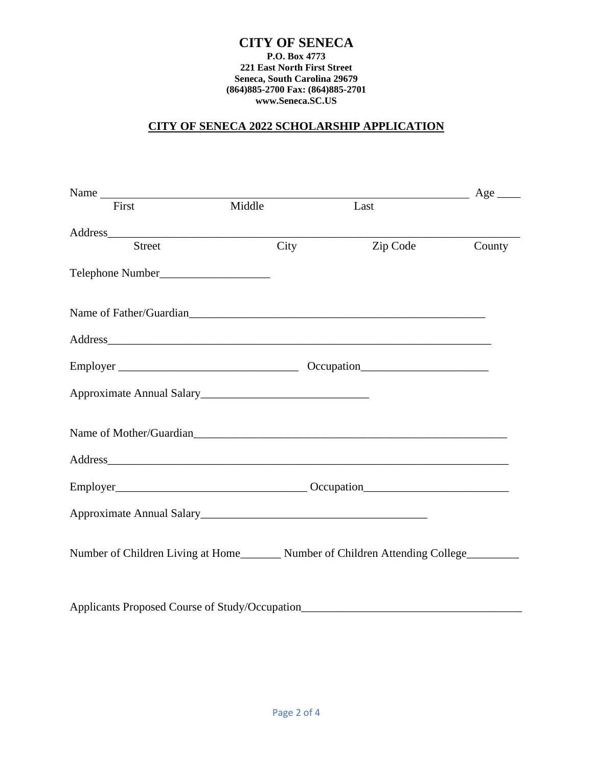# CITY OF SENECA

**P.O. Box 4773**
**221 East North First Street**
**Seneca, South Carolina 29679**
**(864)885-2700 Fax: (864)885-2701**
**www.Seneca.SC.US**

## CITY OF SENECA 2022 SCHOLARSHIP APPLICATION

Name ______________________________________________________________ Age ____
First Middle Last

Address________________________________________________________________________
Street City Zip Code County

Telephone Number___________________

Name of Father/Guardian______________________________________________________

Address_________________________________________________________________

Employer _______________________________ Occupation______________________

Approximate Annual Salary_____________________________

Name of Mother/Guardian________________________________________________________

Address____________________________________________________________________

Employer_________________________________ Occupation________________________

Approximate Annual Salary_______________________________________

Number of Children Living at Home_______ Number of Children Attending College_________

Applicants Proposed Course of Study/Occupation______________________________________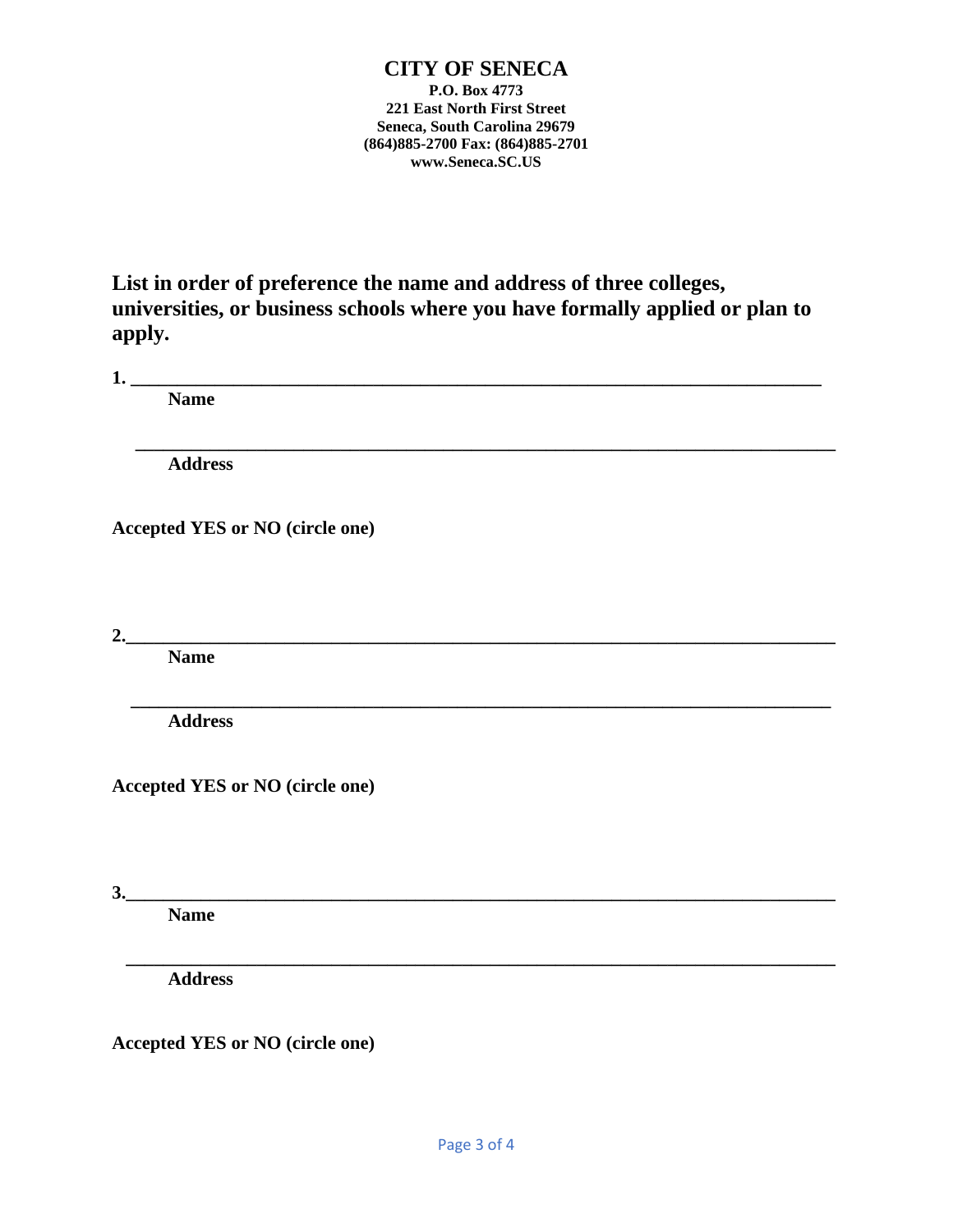**CITY OF SENECA**
**P.O. Box 4773**
**221 East North First Street**
**Seneca, South Carolina 29679**
**(864)885-2700 Fax: (864)885-2701**
**www.Seneca.SC.US**

**List in order of preference the name and address of three colleges, universities, or business schools where you have formally applied or plan to apply.**

**1.** ___________________________________________________________________________

**Name**

___________________________________________________________________________

**Address**

**Accepted YES or NO (circle one)**

**2.**___________________________________________________________________________

**Name**

___________________________________________________________________________

**Address**

**Accepted YES or NO (circle one)**

**3.**___________________________________________________________________________

**Name**

___________________________________________________________________________

**Address**

**Accepted YES or NO (circle one)**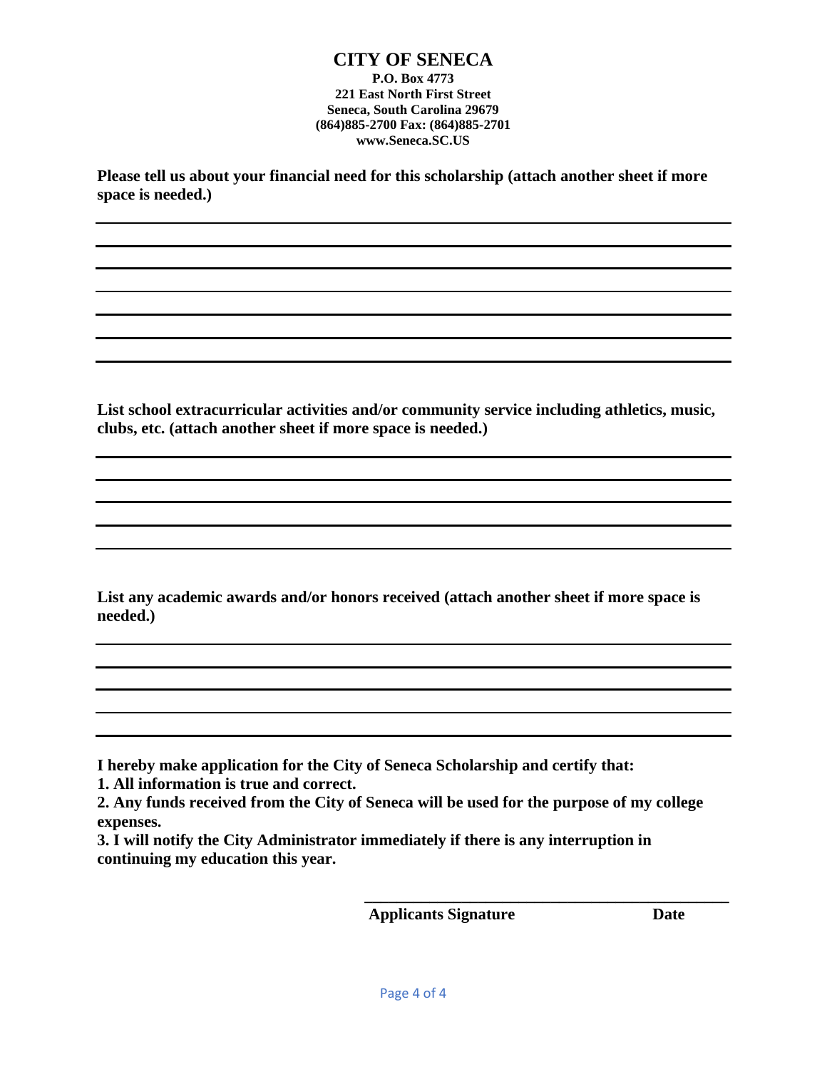# CITY OF SENECA

**P.O. Box 4773**
**221 East North First Street**
**Seneca, South Carolina 29679**
**(864)885-2700 Fax: (864)885-2701**
**www.Seneca.SC.US**

**Please tell us about your financial need for this scholarship (attach another sheet if more space is needed.)**

______________________________________________________________________________

______________________________________________________________________________

______________________________________________________________________________

______________________________________________________________________________

______________________________________________________________________________

______________________________________________________________________________

______________________________________________________________________________

**List school extracurricular activities and/or community service including athletics, music, clubs, etc. (attach another sheet if more space is needed.)**

______________________________________________________________________________

______________________________________________________________________________

______________________________________________________________________________

______________________________________________________________________________

______________________________________________________________________________

**List any academic awards and/or honors received (attach another sheet if more space is needed.)**

______________________________________________________________________________

______________________________________________________________________________

______________________________________________________________________________

______________________________________________________________________________

______________________________________________________________________________

**I hereby make application for the City of Seneca Scholarship and certify that:**
**1. All information is true and correct.**
**2. Any funds received from the City of Seneca will be used for the purpose of my college expenses.**
**3. I will notify the City Administrator immediately if there is any interruption in continuing my education this year.**

______________________________________________

**Applicants Signature** **Date**